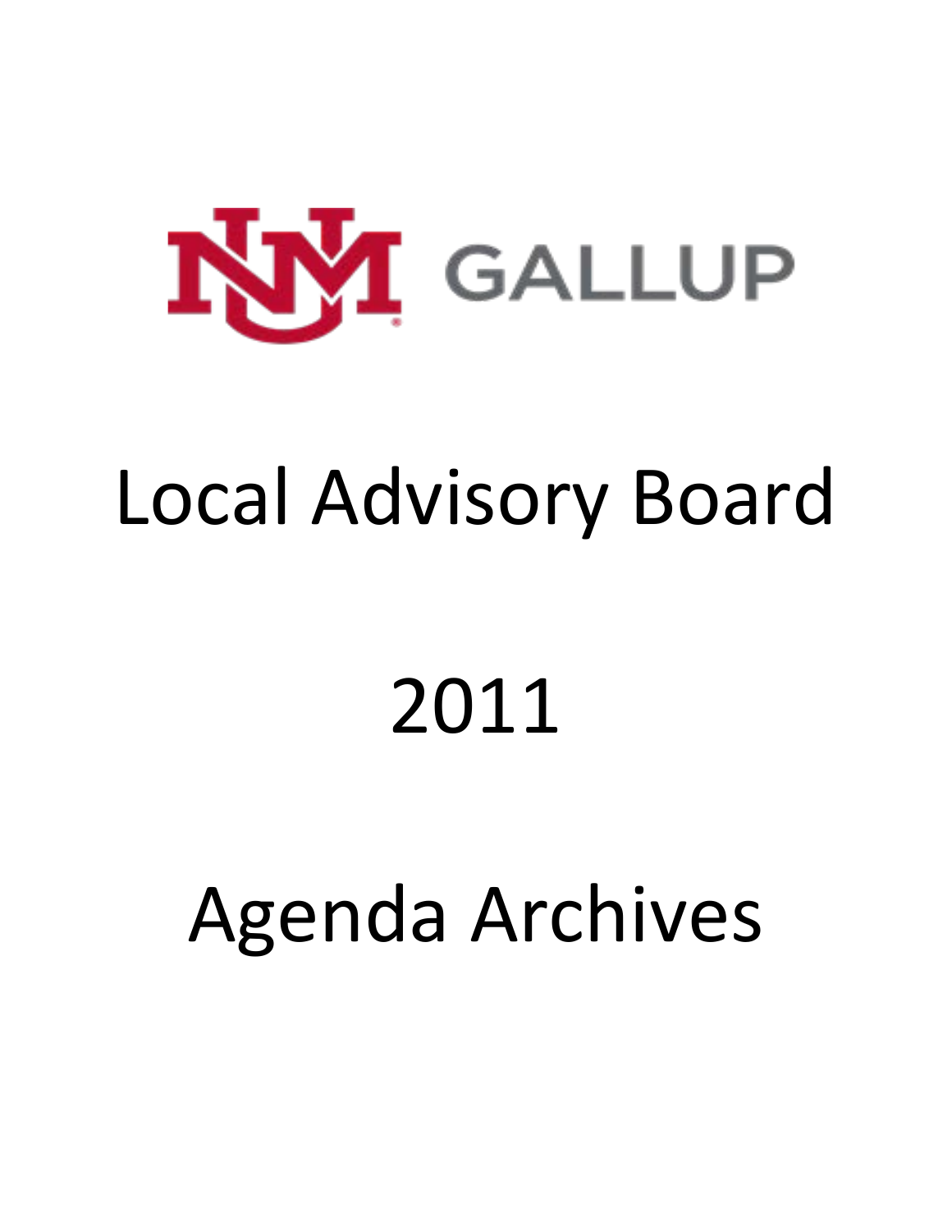UNM GALLUP

# Local Advisory Board

# 2011

# Agenda Archives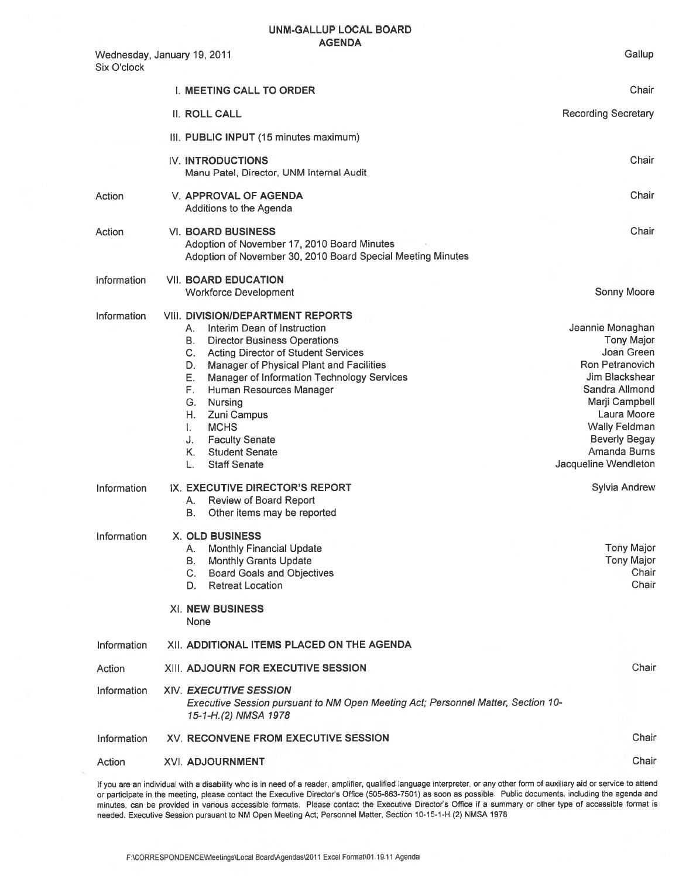# UNM-GALLUP LOCAL BOARD
## AGENDA

Wednesday, January 19, 2011 — Gallup
Six O'clock

| | | |
|---|---|---|
| | **I. MEETING CALL TO ORDER** | Chair |
| | **II. ROLL CALL** | Recording Secretary |
| | **III. PUBLIC INPUT** (15 minutes maximum) | |
| | **IV. INTRODUCTIONS**<br>Manu Patel, Director, UNM Internal Audit | Chair |
| Action | **V. APPROVAL OF AGENDA**<br>Additions to the Agenda | Chair |
| Action | **VI. BOARD BUSINESS**<br>Adoption of November 17, 2010 Board Minutes<br>Adoption of November 30, 2010 Board Special Meeting Minutes | Chair |
| Information | **VII. BOARD EDUCATION**<br>Workforce Development | Sonny Moore |
| Information | **VIII. DIVISION/DEPARTMENT REPORTS** | |
| | A. Interim Dean of Instruction | Jeannie Monaghan |
| | B. Director Business Operations | Tony Major |
| | C. Acting Director of Student Services | Joan Green |
| | D. Manager of Physical Plant and Facilities | Ron Petranovich |
| | E. Manager of Information Technology Services | Jim Blackshear |
| | F. Human Resources Manager | Sandra Allmond |
| | G. Nursing | Marji Campbell |
| | H. Zuni Campus | Laura Moore |
| | I. MCHS | Wally Feldman |
| | J. Faculty Senate | Beverly Begay |
| | K. Student Senate | Amanda Burns |
| | L. Staff Senate | Jacqueline Wendleton |
| Information | **IX. EXECUTIVE DIRECTOR'S REPORT**<br>A. Review of Board Report<br>B. Other items may be reported | Sylvia Andrew |
| Information | **X. OLD BUSINESS** | |
| | A. Monthly Financial Update | Tony Major |
| | B. Monthly Grants Update | Tony Major |
| | C. Board Goals and Objectives | Chair |
| | D. Retreat Location | Chair |
| | **XI. NEW BUSINESS**<br>None | |
| Information | **XII. ADDITIONAL ITEMS PLACED ON THE AGENDA** | |
| Action | **XIII. ADJOURN FOR EXECUTIVE SESSION** | Chair |
| Information | ***XIV. EXECUTIVE SESSION***<br>*Executive Session pursuant to NM Open Meeting Act; Personnel Matter, Section 10-15-1-H.(2) NMSA 1978* | |
| Information | **XV. RECONVENE FROM EXECUTIVE SESSION** | Chair |
| Action | **XVI. ADJOURNMENT** | Chair |

If you are an individual with a disability who is in need of a reader, amplifier, qualified language interpreter, or any other form of auxiliary aid or service to attend or participate in the meeting, please contact the Executive Director's Office (505-863-7501) as soon as possible. Public documents, including the agenda and minutes, can be provided in various accessible formats. Please contact the Executive Director's Office if a summary or other type of accessible format is needed. Executive Session pursuant to NM Open Meeting Act; Personnel Matter, Section 10-15-1-H.(2) NMSA 1978

F:\CORRESPONDENCE\Meetings\Local Board\Agendas\2011 Excel Format\01.19.11 Agenda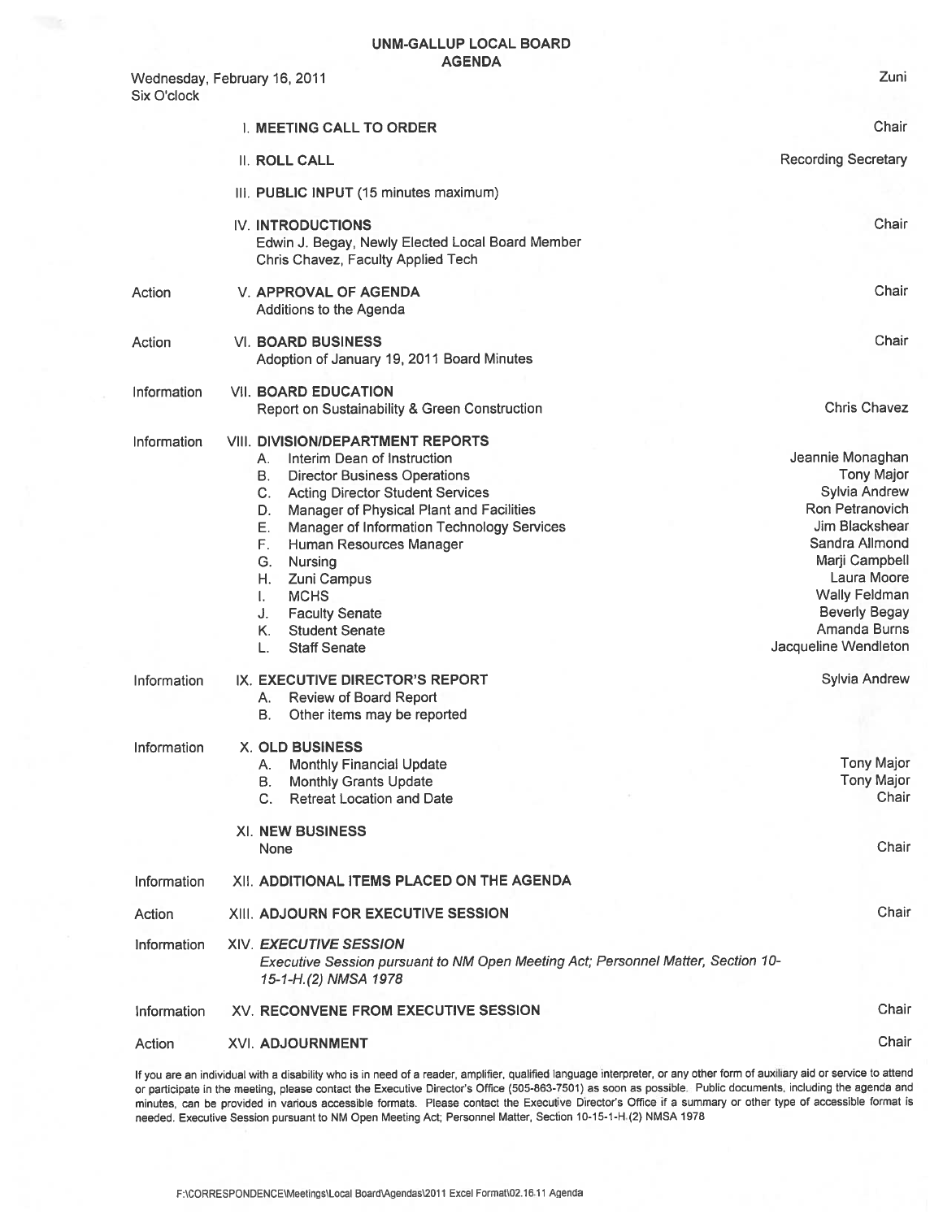# UNM-GALLUP LOCAL BOARD
## AGENDA

Wednesday, February 16, 2011 — Zuni
Six O'clock

| | | |
|---|---|---|
| | **I. MEETING CALL TO ORDER** | Chair |
| | **II. ROLL CALL** | Recording Secretary |
| | **III. PUBLIC INPUT** (15 minutes maximum) | |
| | **IV. INTRODUCTIONS**<br>Edwin J. Begay, Newly Elected Local Board Member<br>Chris Chavez, Faculty Applied Tech | Chair |
| Action | **V. APPROVAL OF AGENDA**<br>Additions to the Agenda | Chair |
| Action | **VI. BOARD BUSINESS**<br>Adoption of January 19, 2011 Board Minutes | Chair |
| Information | **VII. BOARD EDUCATION**<br>Report on Sustainability & Green Construction | Chris Chavez |
| Information | **VIII. DIVISION/DEPARTMENT REPORTS** | |
| | A. Interim Dean of Instruction | Jeannie Monaghan |
| | B. Director Business Operations | Tony Major |
| | C. Acting Director Student Services | Sylvia Andrew |
| | D. Manager of Physical Plant and Facilities | Ron Petranovich |
| | E. Manager of Information Technology Services | Jim Blackshear |
| | F. Human Resources Manager | Sandra Allmond |
| | G. Nursing | Marji Campbell |
| | H. Zuni Campus | Laura Moore |
| | I. MCHS | Wally Feldman |
| | J. Faculty Senate | Beverly Begay |
| | K. Student Senate | Amanda Burns |
| | L. Staff Senate | Jacqueline Wendleton |
| Information | **IX. EXECUTIVE DIRECTOR'S REPORT** | Sylvia Andrew |
| | A. Review of Board Report | |
| | B. Other items may be reported | |
| Information | **X. OLD BUSINESS** | |
| | A. Monthly Financial Update | Tony Major |
| | B. Monthly Grants Update | Tony Major |
| | C. Retreat Location and Date | Chair |
| | **XI. NEW BUSINESS**<br>None | Chair |
| Information | **XII. ADDITIONAL ITEMS PLACED ON THE AGENDA** | |
| Action | **XIII. ADJOURN FOR EXECUTIVE SESSION** | Chair |
| Information | ***XIV. EXECUTIVE SESSION***<br>*Executive Session pursuant to NM Open Meeting Act; Personnel Matter, Section 10-15-1-H.(2) NMSA 1978* | |
| Information | **XV. RECONVENE FROM EXECUTIVE SESSION** | Chair |
| Action | **XVI. ADJOURNMENT** | Chair |

If you are an individual with a disability who is in need of a reader, amplifier, qualified language interpreter, or any other form of auxiliary aid or service to attend or participate in the meeting, please contact the Executive Director's Office (505-863-7501) as soon as possible. Public documents, including the agenda and minutes, can be provided in various accessible formats. Please contact the Executive Director's Office if a summary or other type of accessible format is needed. Executive Session pursuant to NM Open Meeting Act; Personnel Matter, Section 10-15-1-H.(2) NMSA 1978

F:\CORRESPONDENCE\Meetings\Local Board\Agendas\2011 Excel Format\02.16.11 Agenda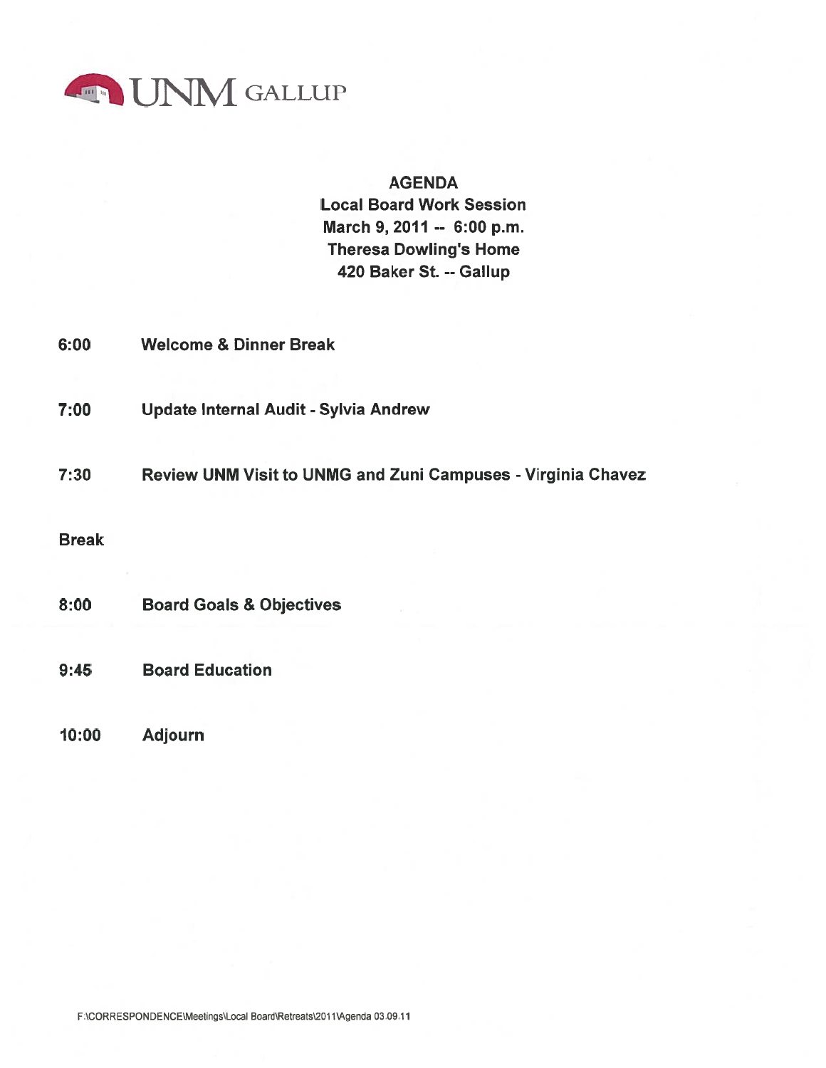UNM GALLUP

**AGENDA**
**Local Board Work Session**
**March 9, 2011 -- 6:00 p.m.**
**Theresa Dowling's Home**
**420 Baker St. -- Gallup**

| | |
|---|---|
| **6:00** | **Welcome & Dinner Break** |
| **7:00** | **Update Internal Audit - Sylvia Andrew** |
| **7:30** | **Review UNM Visit to UNMG and Zuni Campuses - Virginia Chavez** |
| **Break** | |
| **8:00** | **Board Goals & Objectives** |
| **9:45** | **Board Education** |
| **10:00** | **Adjourn** |

F:\CORRESPONDENCE\Meetings\Local Board\Retreats\2011\Agenda 03.09.11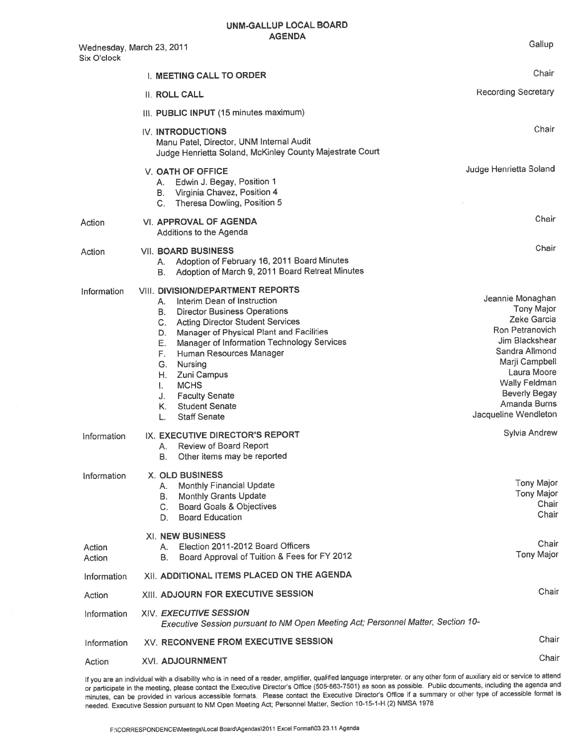# UNM-GALLUP LOCAL BOARD
## AGENDA

Wednesday, March 23, 2011
Six O'clock

Gallup

| | Item | Presenter |
|---|---|---|
| | I. **MEETING CALL TO ORDER** | Chair |
| | II. **ROLL CALL** | Recording Secretary |
| | III. **PUBLIC INPUT** (15 minutes maximum) | |
| | IV. **INTRODUCTIONS**<br>Manu Patel, Director, UNM Internal Audit<br>Judge Henrietta Soland, McKinley County Majestrate Court | Chair |
| | V. **OATH OF OFFICE**<br>A. Edwin J. Begay, Position 1<br>B. Virginia Chavez, Position 4<br>C. Theresa Dowling, Position 5 | Judge Henrietta Soland |
| Action | VI. **APPROVAL OF AGENDA**<br>Additions to the Agenda | Chair |
| Action | VII. **BOARD BUSINESS**<br>A. Adoption of February 16, 2011 Board Minutes<br>B. Adoption of March 9, 2011 Board Retreat Minutes | Chair |
| Information | VIII. **DIVISION/DEPARTMENT REPORTS**<br>A. Interim Dean of Instruction<br>B. Director Business Operations<br>C. Acting Director Student Services<br>D. Manager of Physical Plant and Facilities<br>E. Manager of Information Technology Services<br>F. Human Resources Manager<br>G. Nursing<br>H. Zuni Campus<br>I. MCHS<br>J. Faculty Senate<br>K. Student Senate<br>L. Staff Senate | <br>Jeannie Monaghan<br>Tony Major<br>Zeke Garcia<br>Ron Petranovich<br>Jim Blackshear<br>Sandra Allmond<br>Marji Campbell<br>Laura Moore<br>Wally Feldman<br>Beverly Begay<br>Amanda Burns<br>Jacqueline Wendleton |
| Information | IX. **EXECUTIVE DIRECTOR'S REPORT**<br>A. Review of Board Report<br>B. Other items may be reported | Sylvia Andrew |
| Information | X. **OLD BUSINESS**<br>A. Monthly Financial Update<br>B. Monthly Grants Update<br>C. Board Goals & Objectives<br>D. Board Education | <br>Tony Major<br>Tony Major<br>Chair<br>Chair |
| | XI. **NEW BUSINESS** | |
| Action | A. Election 2011-2012 Board Officers | Chair |
| Action | B. Board Approval of Tuition & Fees for FY 2012 | Tony Major |
| Information | XII. **ADDITIONAL ITEMS PLACED ON THE AGENDA** | |
| Action | XIII. **ADJOURN FOR EXECUTIVE SESSION** | Chair |
| Information | XIV. ***EXECUTIVE SESSION***<br>*Executive Session pursuant to NM Open Meeting Act; Personnel Matter, Section 10-* | |
| Information | XV. **RECONVENE FROM EXECUTIVE SESSION** | Chair |
| Action | XVI. **ADJOURNMENT** | Chair |

If you are an individual with a disability who is in need of a reader, amplifier, qualified language interpreter, or any other form of auxiliary aid or service to attend or participate in the meeting, please contact the Executive Director's Office (505-863-7501) as soon as possible. Public documents, including the agenda and minutes, can be provided in various accessible formats. Please contact the Executive Director's Office if a summary or other type of accessible format is needed. Executive Session pursuant to NM Open Meeting Act; Personnel Matter, Section 10-15-1-H (2) NMSA 1978

F:\CORRESPONDENCE\Meetings\Local Board\Agendas\2011 Excel Format\03.23.11 Agenda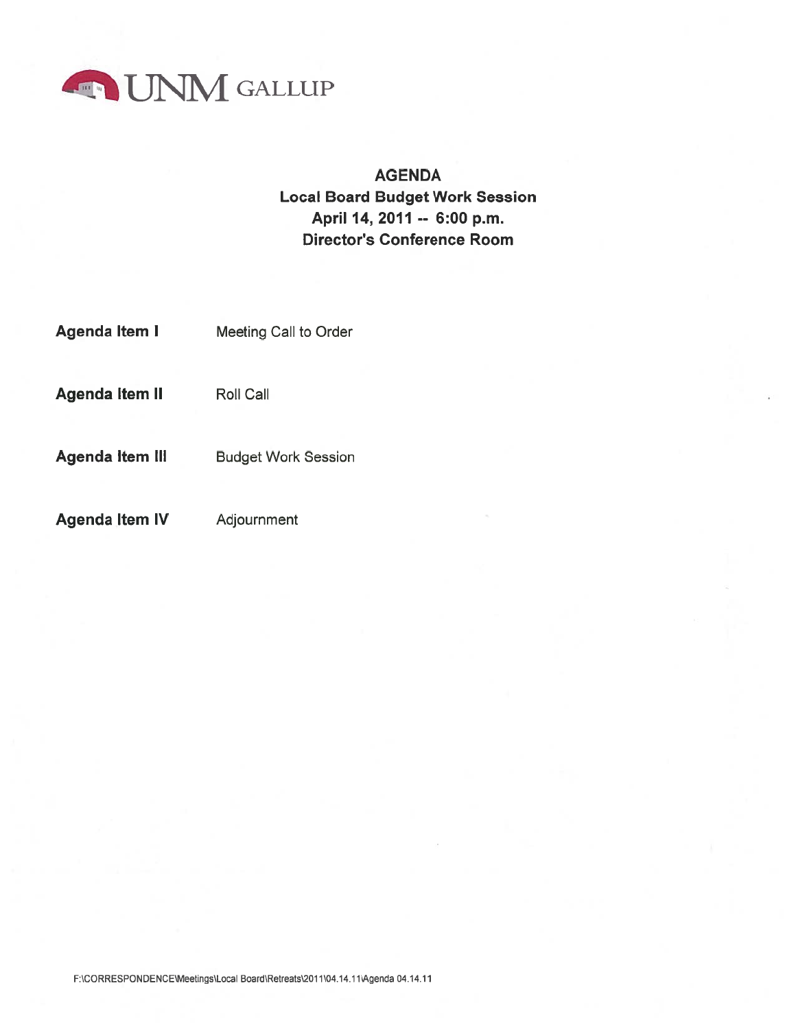UNM GALLUP

## AGENDA
### Local Board Budget Work Session
### April 14, 2011 -- 6:00 p.m.
### Director's Conference Room

| | |
|---|---|
| **Agenda Item I** | Meeting Call to Order |
| **Agenda Item II** | Roll Call |
| **Agenda Item III** | Budget Work Session |
| **Agenda Item IV** | Adjournment |

F:\CORRESPONDENCE\Meetings\Local Board\Retreats\2011\04.14.11\Agenda 04.14.11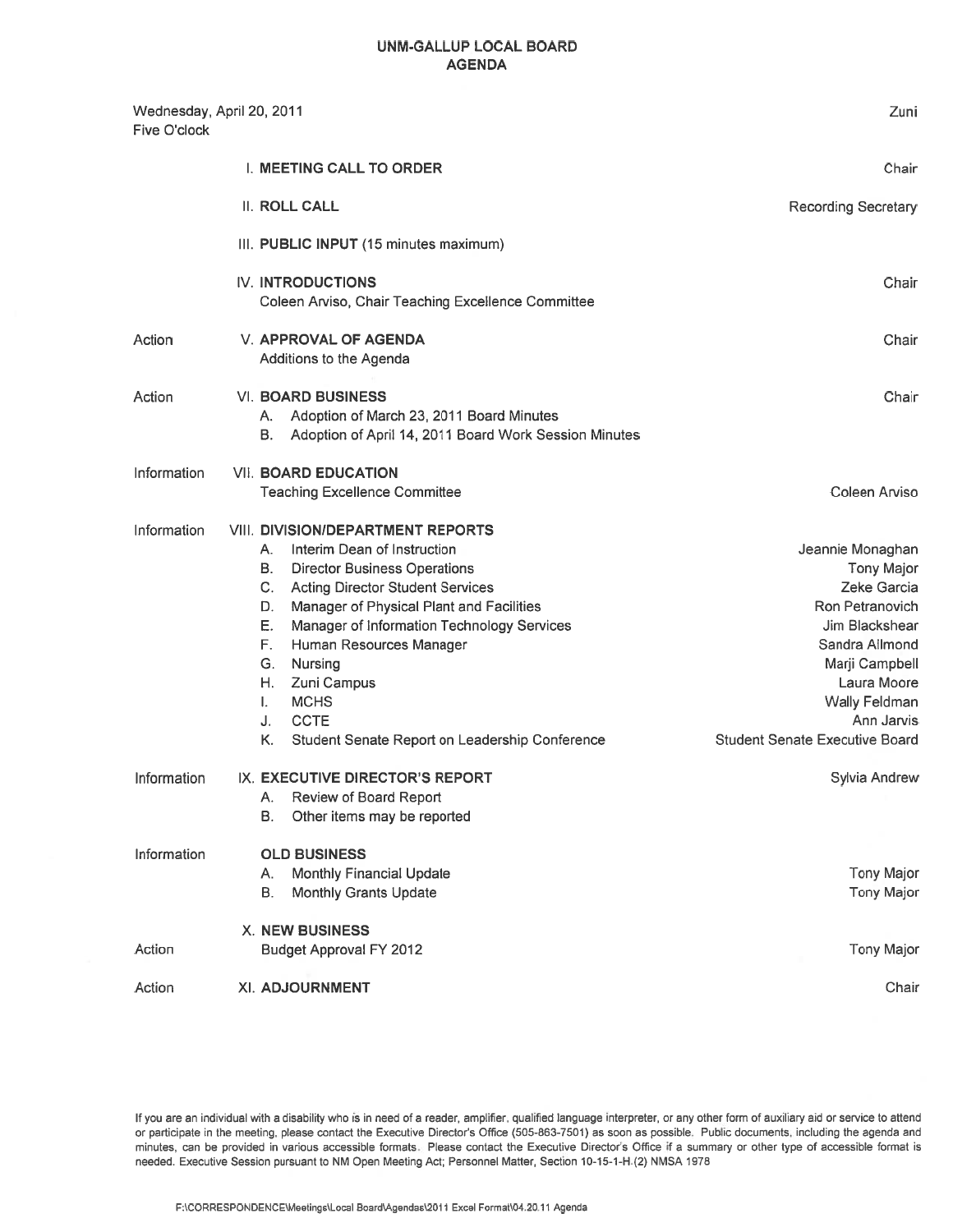# UNM-GALLUP LOCAL BOARD
## AGENDA

Wednesday, April 20, 2011
Five O'clock

Zuni

| | | |
|---|---|---|
| | **I. MEETING CALL TO ORDER** | Chair |
| | **II. ROLL CALL** | Recording Secretary |
| | **III. PUBLIC INPUT** (15 minutes maximum) | |
| | **IV. INTRODUCTIONS**<br>Coleen Arviso, Chair Teaching Excellence Committee | Chair |
| Action | **V. APPROVAL OF AGENDA**<br>Additions to the Agenda | Chair |
| Action | **VI. BOARD BUSINESS**<br>A. Adoption of March 23, 2011 Board Minutes<br>B. Adoption of April 14, 2011 Board Work Session Minutes | Chair |
| Information | **VII. BOARD EDUCATION**<br>Teaching Excellence Committee | Coleen Arviso |
| Information | **VIII. DIVISION/DEPARTMENT REPORTS** | |
| | A. Interim Dean of Instruction | Jeannie Monaghan |
| | B. Director Business Operations | Tony Major |
| | C. Acting Director Student Services | Zeke Garcia |
| | D. Manager of Physical Plant and Facilities | Ron Petranovich |
| | E. Manager of Information Technology Services | Jim Blackshear |
| | F. Human Resources Manager | Sandra Allmond |
| | G. Nursing | Marji Campbell |
| | H. Zuni Campus | Laura Moore |
| | I. MCHS | Wally Feldman |
| | J. CCTE | Ann Jarvis |
| | K. Student Senate Report on Leadership Conference | Student Senate Executive Board |
| Information | **IX. EXECUTIVE DIRECTOR'S REPORT**<br>A. Review of Board Report<br>B. Other items may be reported | Sylvia Andrew |
| Information | **OLD BUSINESS** | |
| | A. Monthly Financial Update | Tony Major |
| | B. Monthly Grants Update | Tony Major |
| | **X. NEW BUSINESS** | |
| Action | Budget Approval FY 2012 | Tony Major |
| Action | **XI. ADJOURNMENT** | Chair |

If you are an individual with a disability who is in need of a reader, amplifier, qualified language interpreter, or any other form of auxiliary aid or service to attend or participate in the meeting, please contact the Executive Director's Office (505-863-7501) as soon as possible. Public documents, including the agenda and minutes, can be provided in various accessible formats. Please contact the Executive Director's Office if a summary or other type of accessible format is needed. Executive Session pursuant to NM Open Meeting Act; Personnel Matter, Section 10-15-1-H.(2) NMSA 1978

F:\CORRESPONDENCE\Meetings\Local Board\Agendas\2011 Excel Format\04.20.11 Agenda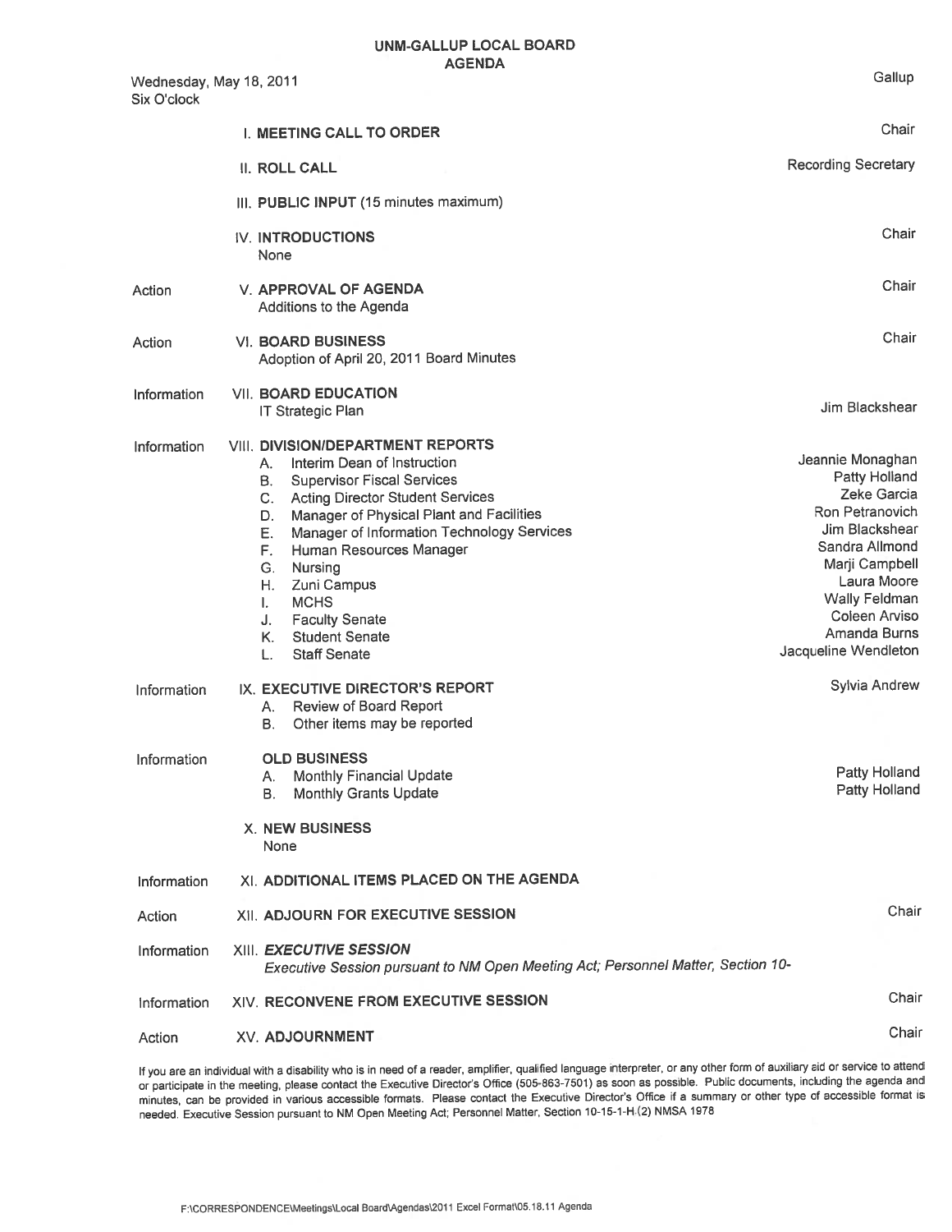# UNM-GALLUP LOCAL BOARD
## AGENDA

Wednesday, May 18, 2011
Six O'clock

Gallup

| | | |
|---|---|---|
| | **I. MEETING CALL TO ORDER** | Chair |
| | **II. ROLL CALL** | Recording Secretary |
| | **III. PUBLIC INPUT** (15 minutes maximum) | |
| | **IV. INTRODUCTIONS**<br>None | Chair |
| Action | **V. APPROVAL OF AGENDA**<br>Additions to the Agenda | Chair |
| Action | **VI. BOARD BUSINESS**<br>Adoption of April 20, 2011 Board Minutes | Chair |
| Information | **VII. BOARD EDUCATION**<br>IT Strategic Plan | Jim Blackshear |
| Information | **VIII. DIVISION/DEPARTMENT REPORTS** | |
| | A. Interim Dean of Instruction | Jeannie Monaghan |
| | B. Supervisor Fiscal Services | Patty Holland |
| | C. Acting Director Student Services | Zeke Garcia |
| | D. Manager of Physical Plant and Facilities | Ron Petranovich |
| | E. Manager of Information Technology Services | Jim Blackshear |
| | F. Human Resources Manager | Sandra Allmond |
| | G. Nursing | Marji Campbell |
| | H. Zuni Campus | Laura Moore |
| | I. MCHS | Wally Feldman |
| | J. Faculty Senate | Coleen Arviso |
| | K. Student Senate | Amanda Burns |
| | L. Staff Senate | Jacqueline Wendleton |
| Information | **IX. EXECUTIVE DIRECTOR'S REPORT**<br>A. Review of Board Report<br>B. Other items may be reported | Sylvia Andrew |
| Information | **OLD BUSINESS** | |
| | A. Monthly Financial Update | Patty Holland |
| | B. Monthly Grants Update | Patty Holland |
| | **X. NEW BUSINESS**<br>None | |
| Information | **XI. ADDITIONAL ITEMS PLACED ON THE AGENDA** | |
| Action | **XII. ADJOURN FOR EXECUTIVE SESSION** | Chair |
| Information | ***XIII. EXECUTIVE SESSION***<br>*Executive Session pursuant to NM Open Meeting Act; Personnel Matter, Section 10-* | |
| Information | **XIV. RECONVENE FROM EXECUTIVE SESSION** | Chair |
| Action | **XV. ADJOURNMENT** | Chair |

If you are an individual with a disability who is in need of a reader, amplifier, qualified language interpreter, or any other form of auxiliary aid or service to attend or participate in the meeting, please contact the Executive Director's Office (505-863-7501) as soon as possible. Public documents, including the agenda and minutes, can be provided in various accessible formats. Please contact the Executive Director's Office if a summary or other type of accessible format is needed. Executive Session pursuant to NM Open Meeting Act; Personnel Matter, Section 10-15-1-H.(2) NMSA 1978

F:\CORRESPONDENCE\Meetings\Local Board\Agendas\2011 Excel Format\05.18.11 Agenda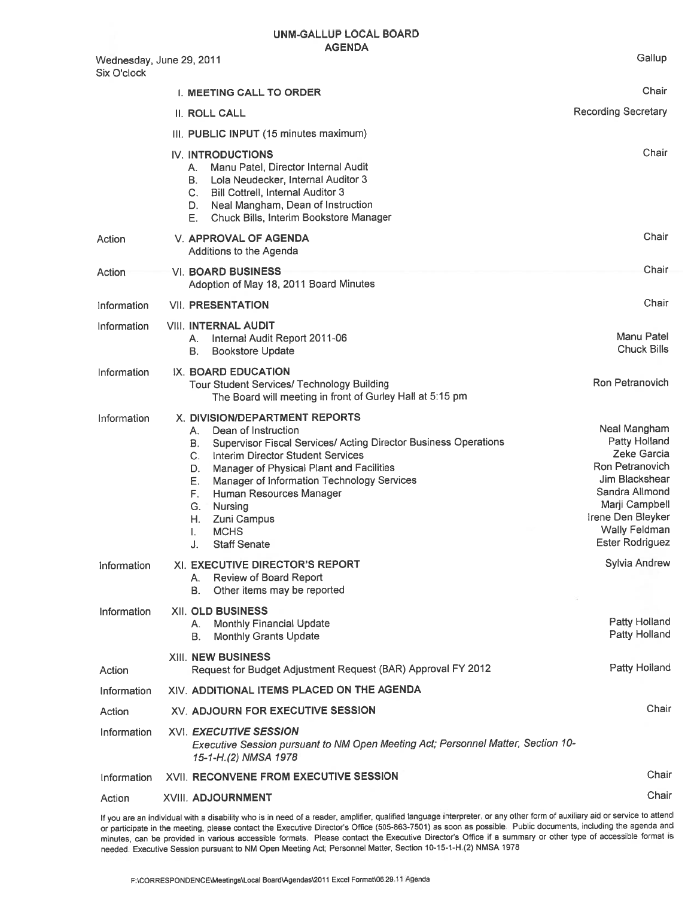# UNM-GALLUP LOCAL BOARD
## AGENDA

Wednesday, June 29, 2011
Six O'clock

Gallup

| | | |
|---|---|---|
| | **I. MEETING CALL TO ORDER** | Chair |
| | **II. ROLL CALL** | Recording Secretary |
| | **III. PUBLIC INPUT** (15 minutes maximum) | |
| | **IV. INTRODUCTIONS**<br>A. Manu Patel, Director Internal Audit<br>B. Lola Neudecker, Internal Auditor 3<br>C. Bill Cottrell, Internal Auditor 3<br>D. Neal Mangham, Dean of Instruction<br>E. Chuck Bills, Interim Bookstore Manager | Chair |
| Action | **V. APPROVAL OF AGENDA**<br>Additions to the Agenda | Chair |
| Action | **VI. BOARD BUSINESS**<br>Adoption of May 18, 2011 Board Minutes | Chair |
| Information | **VII. PRESENTATION** | Chair |
| Information | **VIII. INTERNAL AUDIT**<br>A. Internal Audit Report 2011-06<br>B. Bookstore Update | <br>Manu Patel<br>Chuck Bills |
| Information | **IX. BOARD EDUCATION**<br>Tour Student Services/ Technology Building<br>The Board will meeting in front of Gurley Hall at 5:15 pm | Ron Petranovich |
| Information | **X. DIVISION/DEPARTMENT REPORTS**<br>A. Dean of Instruction<br>B. Supervisor Fiscal Services/ Acting Director Business Operations<br>C. Interim Director Student Services<br>D. Manager of Physical Plant and Facilities<br>E. Manager of Information Technology Services<br>F. Human Resources Manager<br>G. Nursing<br>H. Zuni Campus<br>I. MCHS<br>J. Staff Senate | <br>Neal Mangham<br>Patty Holland<br>Zeke Garcia<br>Ron Petranovich<br>Jim Blackshear<br>Sandra Allmond<br>Marji Campbell<br>Irene Den Bleyker<br>Wally Feldman<br>Ester Rodriguez |
| Information | **XI. EXECUTIVE DIRECTOR'S REPORT**<br>A. Review of Board Report<br>B. Other items may be reported | Sylvia Andrew |
| Information | **XII. OLD BUSINESS**<br>A. Monthly Financial Update<br>B. Monthly Grants Update | <br>Patty Holland<br>Patty Holland |
| Action | **XIII. NEW BUSINESS**<br>Request for Budget Adjustment Request (BAR) Approval FY 2012 | Patty Holland |
| Information | **XIV. ADDITIONAL ITEMS PLACED ON THE AGENDA** | |
| Action | **XV. ADJOURN FOR EXECUTIVE SESSION** | Chair |
| Information | ***XVI. EXECUTIVE SESSION***<br>*Executive Session pursuant to NM Open Meeting Act; Personnel Matter, Section 10-15-1-H.(2) NMSA 1978* | |
| Information | **XVII. RECONVENE FROM EXECUTIVE SESSION** | Chair |
| Action | **XVIII. ADJOURNMENT** | Chair |

If you are an individual with a disability who is in need of a reader, amplifier, qualified language interpreter, or any other form of auxiliary aid or service to attend or participate in the meeting, please contact the Executive Director's Office (505-863-7501) as soon as possible. Public documents, including the agenda and minutes, can be provided in various accessible formats. Please contact the Executive Director's Office if a summary or other type of accessible format is needed. Executive Session pursuant to NM Open Meeting Act; Personnel Matter, Section 10-15-1-H.(2) NMSA 1978

F:\CORRESPONDENCE\Meetings\Local Board\Agendas\2011 Excel Format\06.29.11 Agenda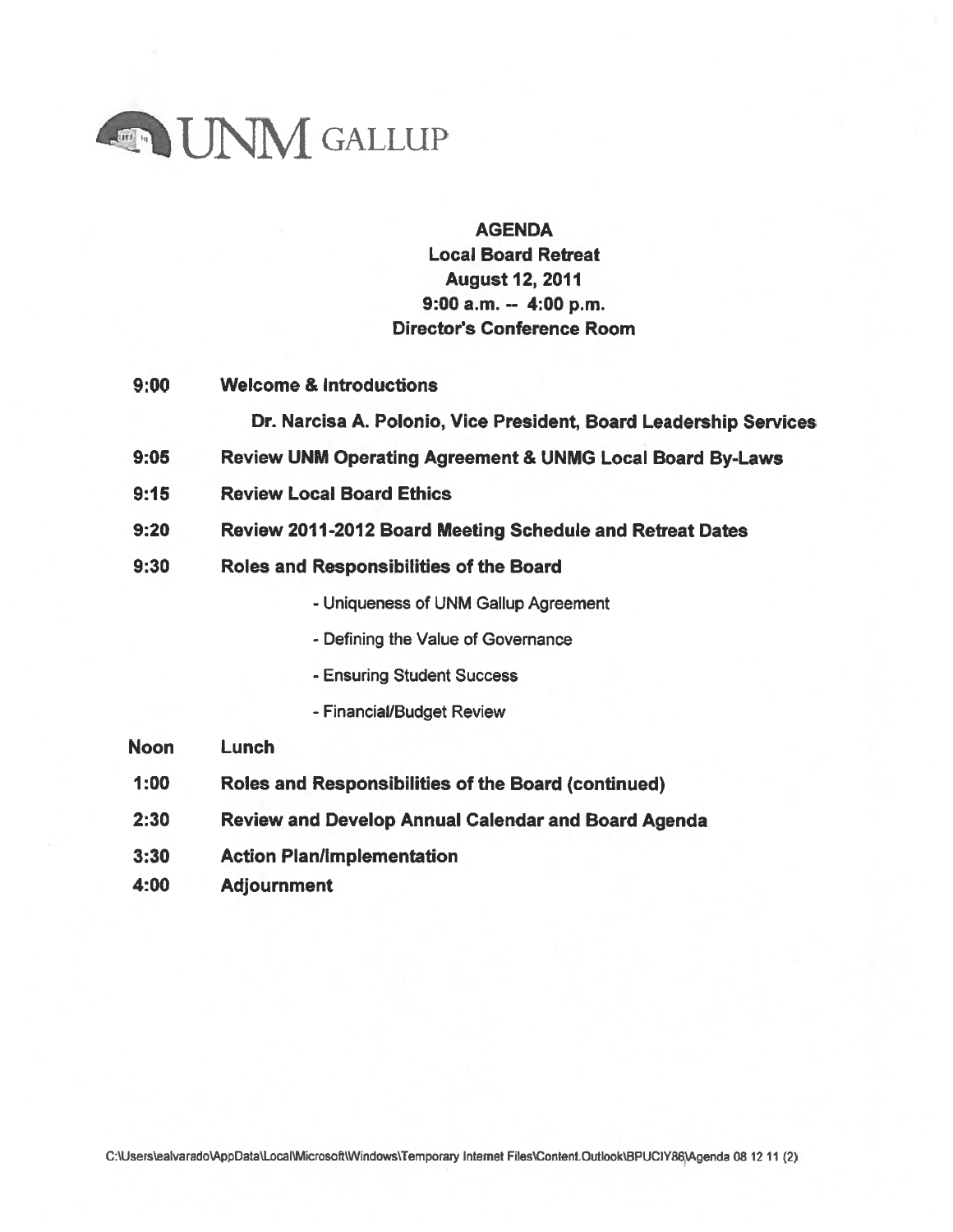UNM GALLUP

**AGENDA**
**Local Board Retreat**
**August 12, 2011**
**9:00 a.m. -- 4:00 p.m.**
**Director's Conference Room**

**9:00** **Welcome & Introductions**

**Dr. Narcisa A. Polonio, Vice President, Board Leadership Services**

**9:05** **Review UNM Operating Agreement & UNMG Local Board By-Laws**

**9:15** **Review Local Board Ethics**

**9:20** **Review 2011-2012 Board Meeting Schedule and Retreat Dates**

**9:30** **Roles and Responsibilities of the Board**

- Uniqueness of UNM Gallup Agreement
- Defining the Value of Governance
- Ensuring Student Success
- Financial/Budget Review

**Noon** **Lunch**

**1:00** **Roles and Responsibilities of the Board (continued)**

**2:30** **Review and Develop Annual Calendar and Board Agenda**

**3:30** **Action Plan/Implementation**

**4:00** **Adjournment**

C:\Users\ealvarado\AppData\Local\Microsoft\Windows\Temporary Internet Files\Content.Outlook\BPUCIY86\Agenda 08 12 11 (2)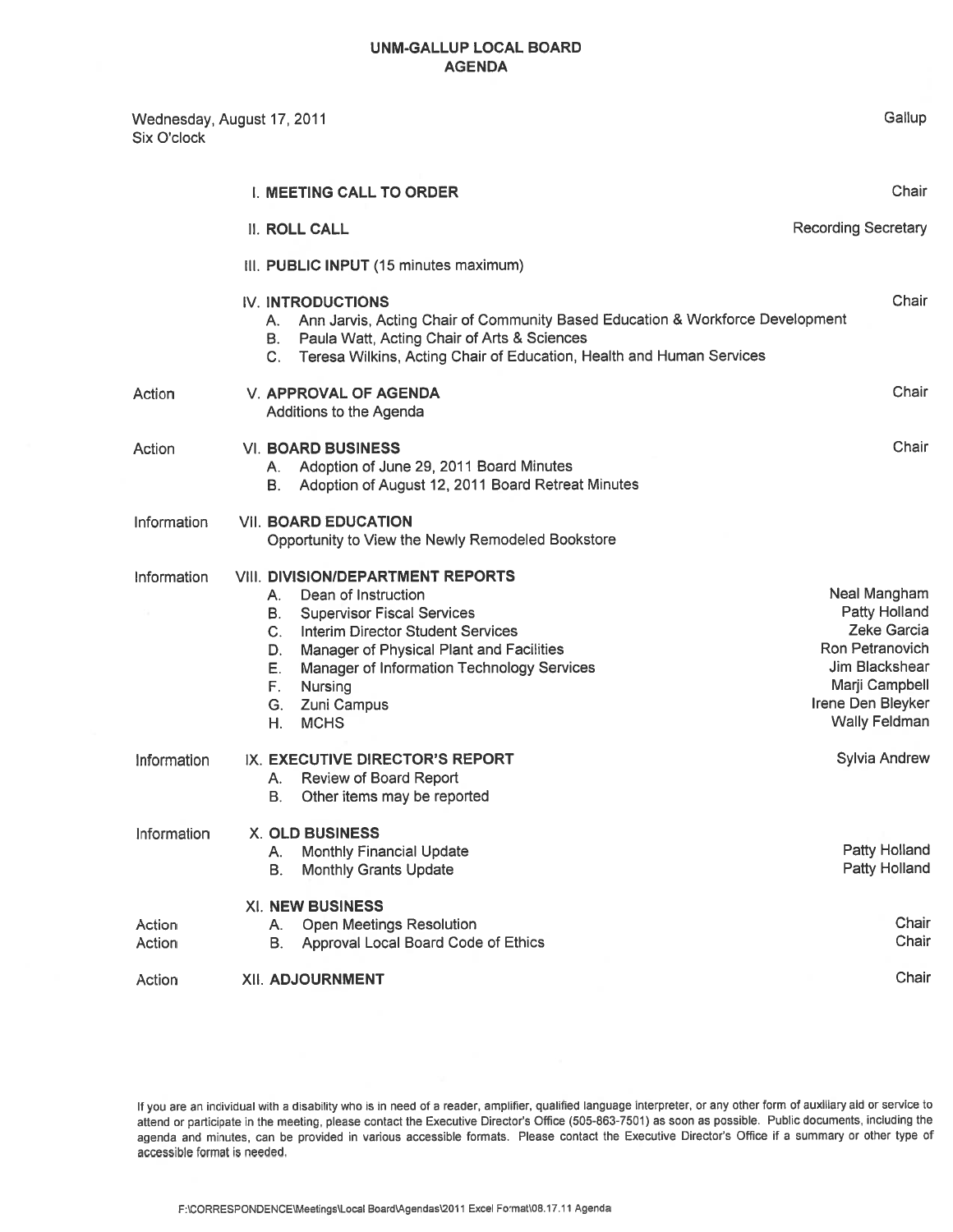# UNM-GALLUP LOCAL BOARD
## AGENDA

Wednesday, August 17, 2011
Six O'clock

Gallup

| | | |
|---|---|---|
| | **I. MEETING CALL TO ORDER** | Chair |
| | **II. ROLL CALL** | Recording Secretary |
| | **III. PUBLIC INPUT** (15 minutes maximum) | |
| | **IV. INTRODUCTIONS**<br>A. Ann Jarvis, Acting Chair of Community Based Education & Workforce Development<br>B. Paula Watt, Acting Chair of Arts & Sciences<br>C. Teresa Wilkins, Acting Chair of Education, Health and Human Services | Chair |
| Action | **V. APPROVAL OF AGENDA**<br>Additions to the Agenda | Chair |
| Action | **VI. BOARD BUSINESS**<br>A. Adoption of June 29, 2011 Board Minutes<br>B. Adoption of August 12, 2011 Board Retreat Minutes | Chair |
| Information | **VII. BOARD EDUCATION**<br>Opportunity to View the Newly Remodeled Bookstore | |
| Information | **VIII. DIVISION/DEPARTMENT REPORTS** | |
| | A. Dean of Instruction | Neal Mangham |
| | B. Supervisor Fiscal Services | Patty Holland |
| | C. Interim Director Student Services | Zeke Garcia |
| | D. Manager of Physical Plant and Facilities | Ron Petranovich |
| | E. Manager of Information Technology Services | Jim Blackshear |
| | F. Nursing | Marji Campbell |
| | G. Zuni Campus | Irene Den Bleyker |
| | H. MCHS | Wally Feldman |
| Information | **IX. EXECUTIVE DIRECTOR'S REPORT**<br>A. Review of Board Report<br>B. Other items may be reported | Sylvia Andrew |
| Information | **X. OLD BUSINESS** | |
| | A. Monthly Financial Update | Patty Holland |
| | B. Monthly Grants Update | Patty Holland |
| | **XI. NEW BUSINESS** | |
| Action | A. Open Meetings Resolution | Chair |
| Action | B. Approval Local Board Code of Ethics | Chair |
| Action | **XII. ADJOURNMENT** | Chair |

If you are an individual with a disability who is in need of a reader, amplifier, qualified language interpreter, or any other form of auxiliary aid or service to attend or participate in the meeting, please contact the Executive Director's Office (505-863-7501) as soon as possible. Public documents, including the agenda and minutes, can be provided in various accessible formats. Please contact the Executive Director's Office if a summary or other type of accessible format is needed.

F:\CORRESPONDENCE\Meetings\Local Board\Agendas\2011 Excel Format\08.17.11 Agenda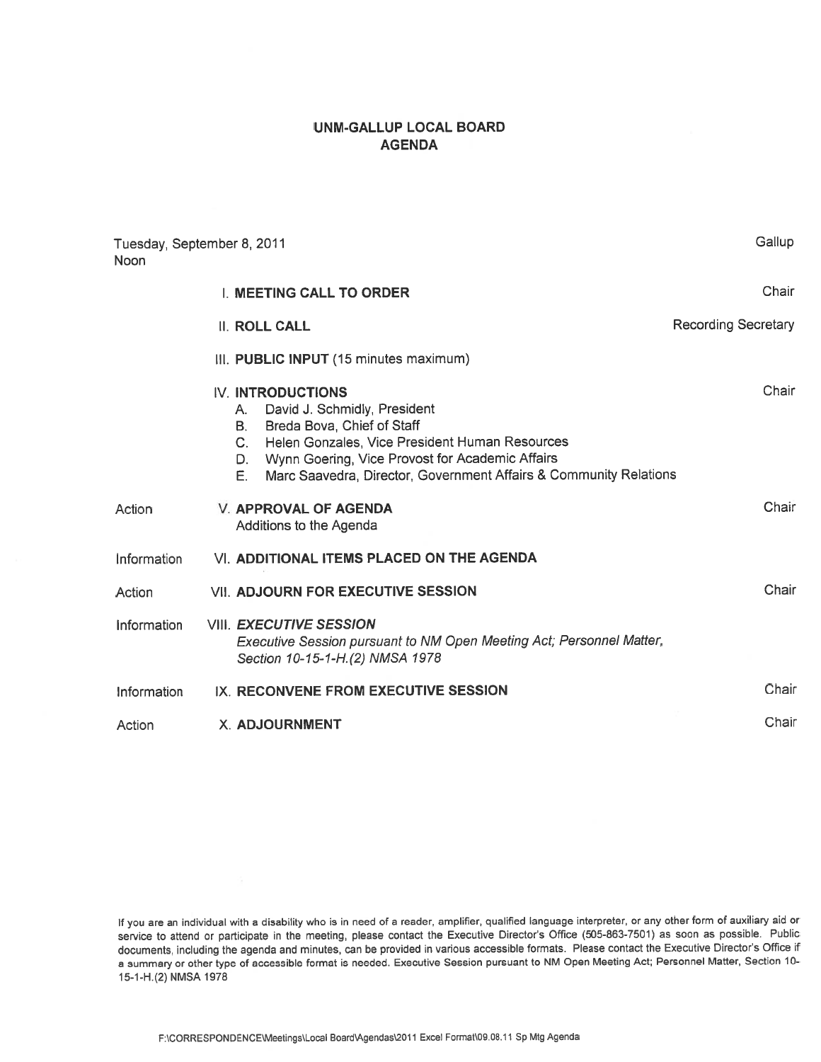# UNM-GALLUP LOCAL BOARD
## AGENDA

Tuesday, September 8, 2011 — Gallup
Noon

| | | |
|---|---|---|
| | I. **MEETING CALL TO ORDER** | Chair |
| | II. **ROLL CALL** | Recording Secretary |
| | III. **PUBLIC INPUT** (15 minutes maximum) | |
| | IV. **INTRODUCTIONS**<br>A. David J. Schmidly, President<br>B. Breda Bova, Chief of Staff<br>C. Helen Gonzales, Vice President Human Resources<br>D. Wynn Goering, Vice Provost for Academic Affairs<br>E. Marc Saavedra, Director, Government Affairs & Community Relations | Chair |
| Action | V. **APPROVAL OF AGENDA**<br>Additions to the Agenda | Chair |
| Information | VI. **ADDITIONAL ITEMS PLACED ON THE AGENDA** | |
| Action | VII. **ADJOURN FOR EXECUTIVE SESSION** | Chair |
| Information | VIII. ***EXECUTIVE SESSION***<br>*Executive Session pursuant to NM Open Meeting Act; Personnel Matter, Section 10-15-1-H.(2) NMSA 1978* | |
| Information | IX. **RECONVENE FROM EXECUTIVE SESSION** | Chair |
| Action | X. **ADJOURNMENT** | Chair |

If you are an individual with a disability who is in need of a reader, amplifier, qualified language interpreter, or any other form of auxiliary aid or service to attend or participate in the meeting, please contact the Executive Director's Office (505-863-7501) as soon as possible. Public documents, including the agenda and minutes, can be provided in various accessible formats. Please contact the Executive Director's Office if a summary or other type of accessible format is needed. Executive Session pursuant to NM Open Meeting Act; Personnel Matter, Section 10-15-1-H.(2) NMSA 1978

F:\CORRESPONDENCE\Meetings\Local Board\Agendas\2011 Excel Format\09.08.11 Sp Mtg Agenda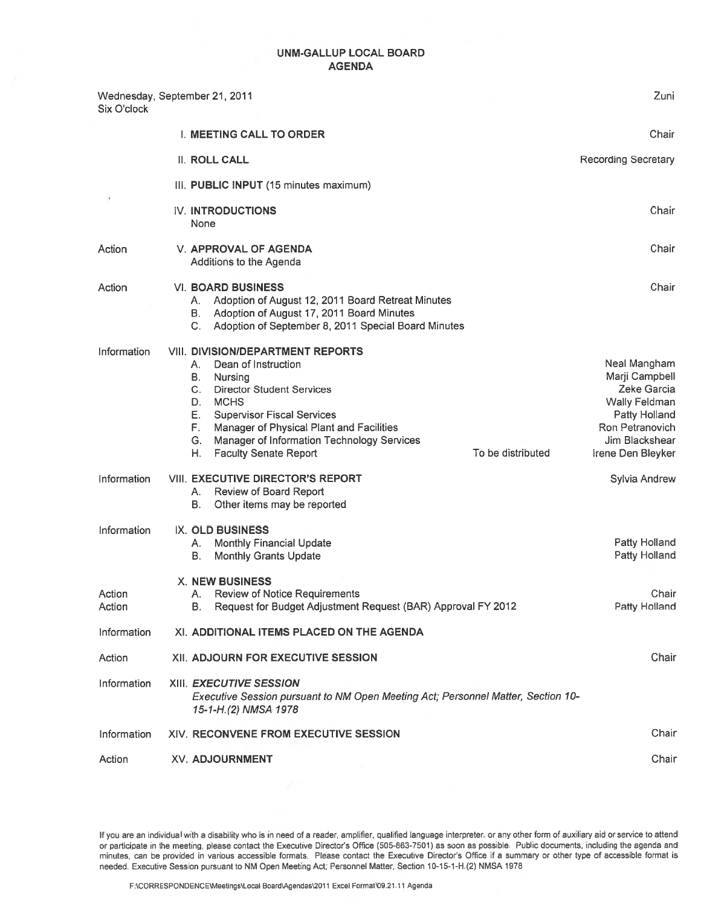## UNM-GALLUP LOCAL BOARD AGENDA

Wednesday, September 21, 2011 — Zuni
Six O'clock

| | | | |
|---|---|---|---|
| | **I. MEETING CALL TO ORDER** | | Chair |
| | **II. ROLL CALL** | | Recording Secretary |
| | **III. PUBLIC INPUT** (15 minutes maximum) | | |
| | **IV. INTRODUCTIONS**<br>None | | Chair |
| Action | **V. APPROVAL OF AGENDA**<br>Additions to the Agenda | | Chair |
| Action | **VI. BOARD BUSINESS**<br>A. Adoption of August 12, 2011 Board Retreat Minutes<br>B. Adoption of August 17, 2011 Board Minutes<br>C. Adoption of September 8, 2011 Special Board Minutes | | Chair |
| Information | **VIII. DIVISION/DEPARTMENT REPORTS** | | |
| | A. Dean of Instruction | | Neal Mangham |
| | B. Nursing | | Marji Campbell |
| | C. Director Student Services | | Zeke Garcia |
| | D. MCHS | | Wally Feldman |
| | E. Supervisor Fiscal Services | | Patty Holland |
| | F. Manager of Physical Plant and Facilities | | Ron Petranovich |
| | G. Manager of Information Technology Services | | Jim Blackshear |
| | H. Faculty Senate Report | To be distributed | Irene Den Bleyker |
| Information | **VIII. EXECUTIVE DIRECTOR'S REPORT**<br>A. Review of Board Report<br>B. Other items may be reported | | Sylvia Andrew |
| Information | **IX. OLD BUSINESS** | | |
| | A. Monthly Financial Update | | Patty Holland |
| | B. Monthly Grants Update | | Patty Holland |
| | **X. NEW BUSINESS** | | |
| Action | A. Review of Notice Requirements | | Chair |
| Action | B. Request for Budget Adjustment Request (BAR) Approval FY 2012 | | Patty Holland |
| Information | **XI. ADDITIONAL ITEMS PLACED ON THE AGENDA** | | |
| Action | **XII. ADJOURN FOR EXECUTIVE SESSION** | | Chair |
| Information | ***XIII. EXECUTIVE SESSION***<br>*Executive Session pursuant to NM Open Meeting Act; Personnel Matter, Section 10-15-1-H.(2) NMSA 1978* | | |
| Information | **XIV. RECONVENE FROM EXECUTIVE SESSION** | | Chair |
| Action | **XV. ADJOURNMENT** | | Chair |

If you are an individual with a disability who is in need of a reader, amplifier, qualified language interpreter, or any other form of auxiliary aid or service to attend or participate in the meeting, please contact the Executive Director's Office (505-863-7501) as soon as possible. Public documents, including the agenda and minutes, can be provided in various accessible formats. Please contact the Executive Director's Office if a summary or other type of accessible format is needed. Executive Session pursuant to NM Open Meeting Act; Personnel Matter, Section 10-15-1-H.(2) NMSA 1978

F:\CORRESPONDENCE\Meetings\Local Board\Agendas\2011 Excel Format\09.21.11 Agenda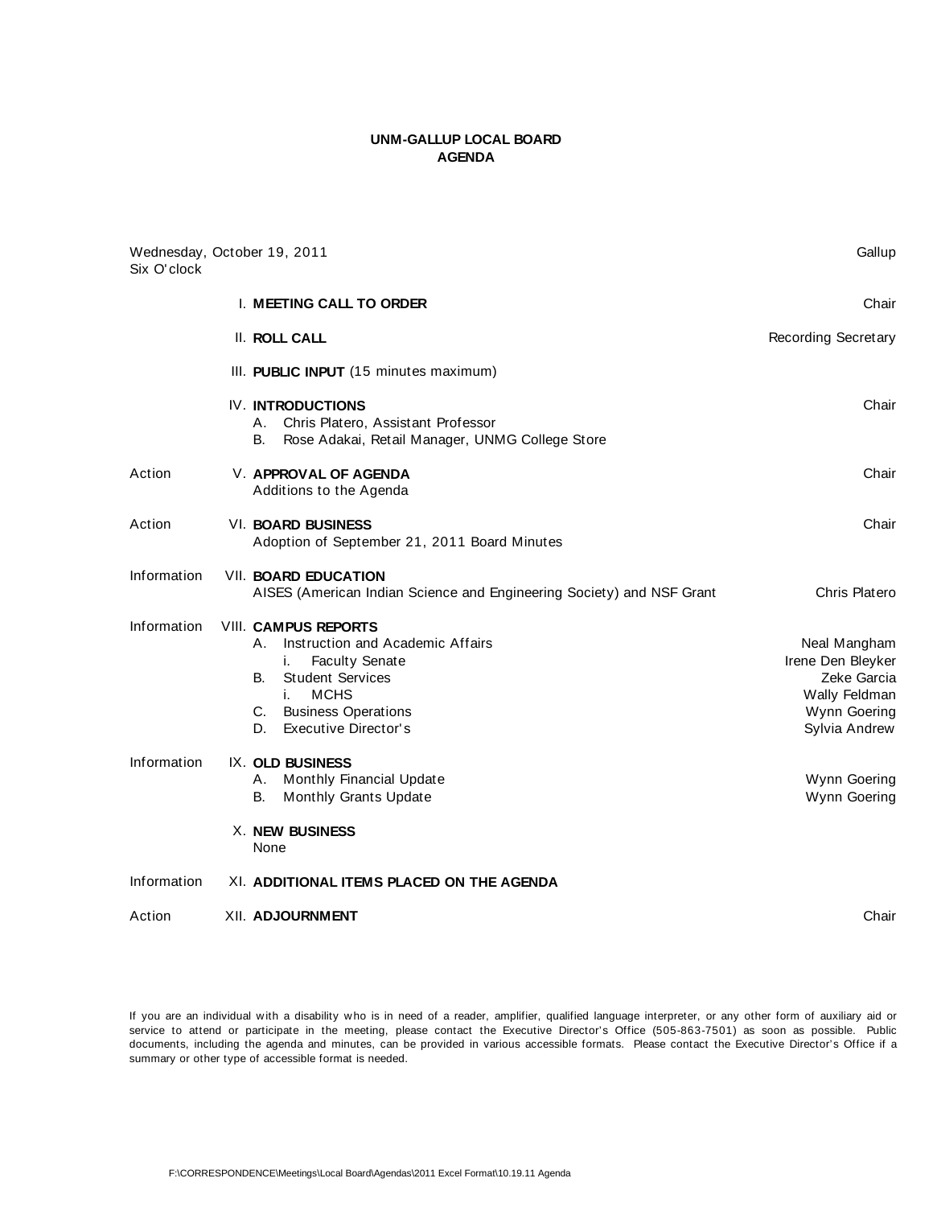# UNM-GALLUP LOCAL BOARD
## AGENDA

Wednesday, October 19, 2011 — Gallup
Six O'clock

| | | |
|---|---|---|
| | I. **MEETING CALL TO ORDER** | Chair |
| | II. **ROLL CALL** | Recording Secretary |
| | III. **PUBLIC INPUT** (15 minutes maximum) | |
| | IV. **INTRODUCTIONS** | Chair |
| | A. Chris Platero, Assistant Professor | |
| | B. Rose Adakai, Retail Manager, UNMG College Store | |
| Action | V. **APPROVAL OF AGENDA** | Chair |
| | Additions to the Agenda | |
| Action | VI. **BOARD BUSINESS** | Chair |
| | Adoption of September 21, 2011 Board Minutes | |
| Information | VII. **BOARD EDUCATION** | |
| | AISES (American Indian Science and Engineering Society) and NSF Grant | Chris Platero |
| Information | VIII. **CAMPUS REPORTS** | |
| | A. Instruction and Academic Affairs | Neal Mangham |
| | i. Faculty Senate | Irene Den Bleyker |
| | B. Student Services | Zeke Garcia |
| | i. MCHS | Wally Feldman |
| | C. Business Operations | Wynn Goering |
| | D. Executive Director's | Sylvia Andrew |
| Information | IX. **OLD BUSINESS** | |
| | A. Monthly Financial Update | Wynn Goering |
| | B. Monthly Grants Update | Wynn Goering |
| | X. **NEW BUSINESS** | |
| | None | |
| Information | XI. **ADDITIONAL ITEMS PLACED ON THE AGENDA** | |
| Action | XII. **ADJOURNMENT** | Chair |

If you are an individual with a disability who is in need of a reader, amplifier, qualified language interpreter, or any other form of auxiliary aid or service to attend or participate in the meeting, please contact the Executive Director's Office (505-863-7501) as soon as possible. Public documents, including the agenda and minutes, can be provided in various accessible formats. Please contact the Executive Director's Office if a summary or other type of accessible format is needed.

F:\CORRESPONDENCE\Meetings\Local Board\Agendas\2011 Excel Format\10.19.11 Agenda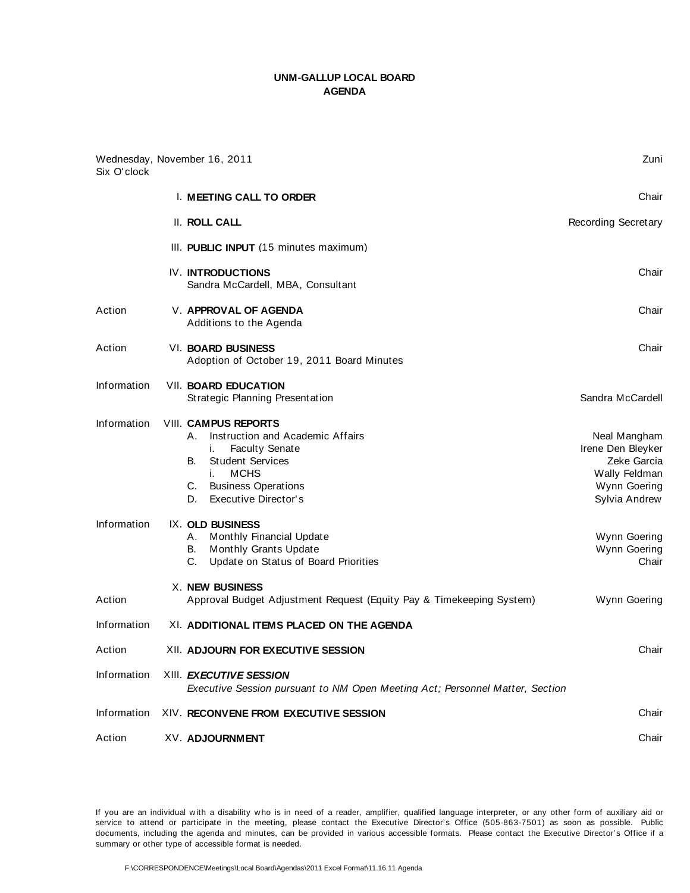# UNM-GALLUP LOCAL BOARD
## AGENDA

| | | |
|---|---|---|
| Wednesday, November 16, 2011<br>Six O'clock | | Zuni |
| | I. **MEETING CALL TO ORDER** | Chair |
| | II. **ROLL CALL** | Recording Secretary |
| | III. **PUBLIC INPUT** (15 minutes maximum) | |
| | IV. **INTRODUCTIONS**<br>Sandra McCardell, MBA, Consultant | Chair |
| Action | V. **APPROVAL OF AGENDA**<br>Additions to the Agenda | Chair |
| Action | VI. **BOARD BUSINESS**<br>Adoption of October 19, 2011 Board Minutes | Chair |
| Information | VII. **BOARD EDUCATION**<br>Strategic Planning Presentation | Sandra McCardell |
| Information | VIII. **CAMPUS REPORTS** | |
| | A. Instruction and Academic Affairs | Neal Mangham |
| | i. Faculty Senate | Irene Den Bleyker |
| | B. Student Services | Zeke Garcia |
| | i. MCHS | Wally Feldman |
| | C. Business Operations | Wynn Goering |
| | D. Executive Director's | Sylvia Andrew |
| Information | IX. **OLD BUSINESS** | |
| | A. Monthly Financial Update | Wynn Goering |
| | B. Monthly Grants Update | Wynn Goering |
| | C. Update on Status of Board Priorities | Chair |
| | X. **NEW BUSINESS** | |
| Action | Approval Budget Adjustment Request (Equity Pay & Timekeeping System) | Wynn Goering |
| Information | XI. **ADDITIONAL ITEMS PLACED ON THE AGENDA** | |
| Action | XII. **ADJOURN FOR EXECUTIVE SESSION** | Chair |
| Information | XIII. ***EXECUTIVE SESSION***<br>*Executive Session pursuant to NM Open Meeting Act; Personnel Matter, Section* | |
| Information | XIV. **RECONVENE FROM EXECUTIVE SESSION** | Chair |
| Action | XV. **ADJOURNMENT** | Chair |

If you are an individual with a disability who is in need of a reader, amplifier, qualified language interpreter, or any other form of auxiliary aid or service to attend or participate in the meeting, please contact the Executive Director's Office (505-863-7501) as soon as possible. Public documents, including the agenda and minutes, can be provided in various accessible formats. Please contact the Executive Director's Office if a summary or other type of accessible format is needed.

F:\CORRESPONDENCE\Meetings\Local Board\Agendas\2011 Excel Format\11.16.11 Agenda